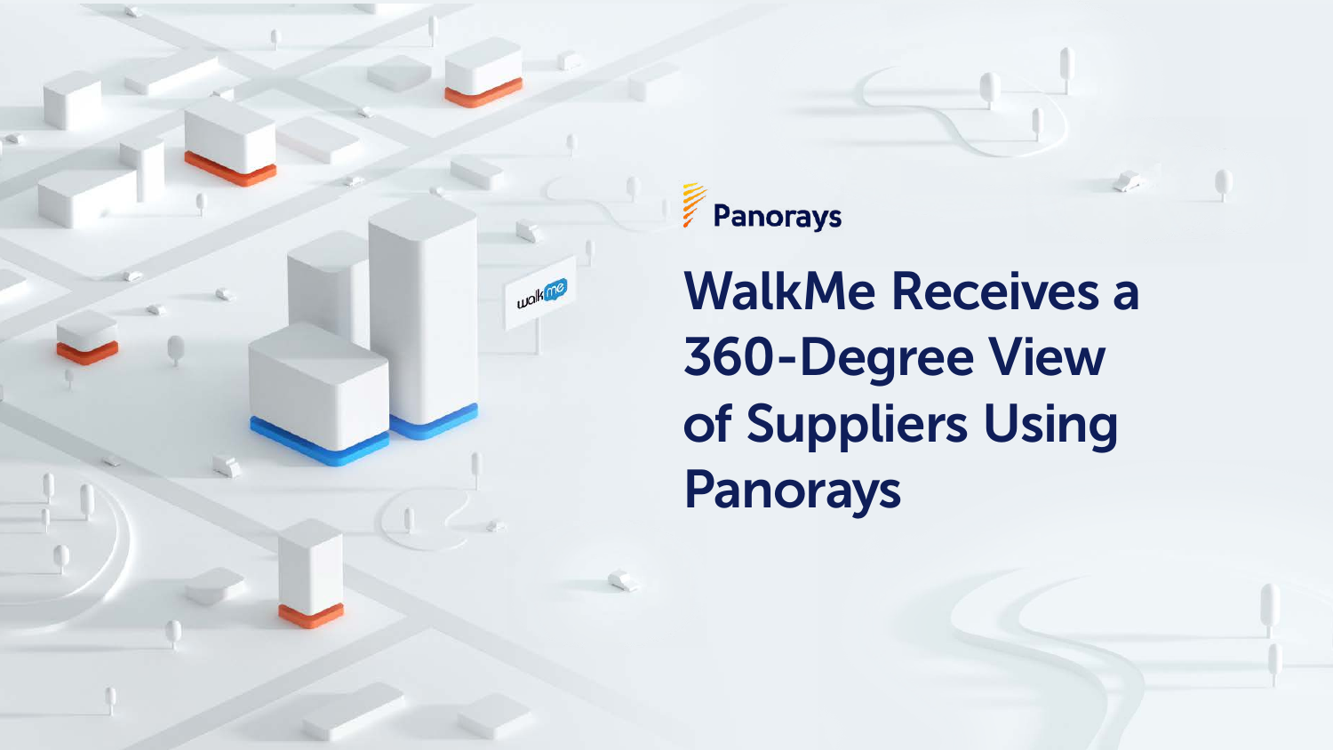Panorays

# WalkMe Receives a 360-Degree View of Suppliers Using Panorays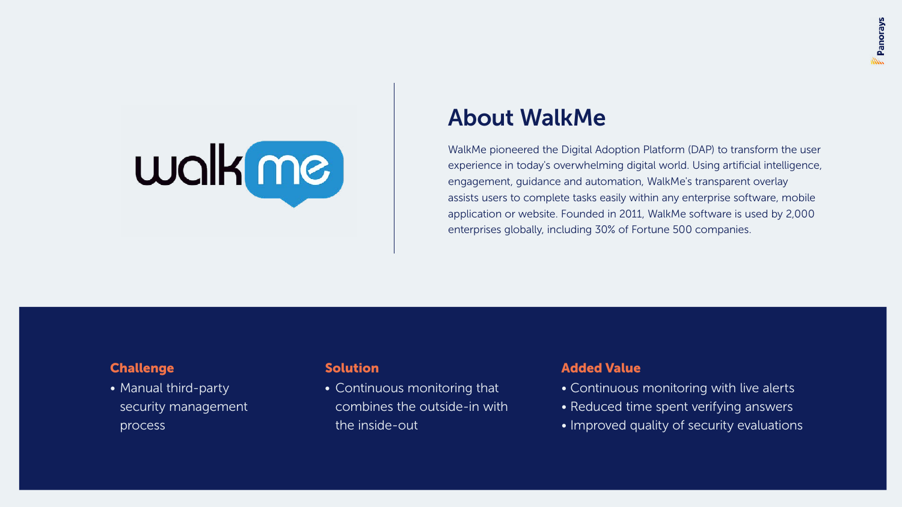## About WalkMe

WalkMe pioneered the Digital Adoption Platform (DAP) to transform the user experience in today's overwhelming digital world. Using artificial intelligence, engagement, guidance and automation, WalkMe's transparent overlay assists users to complete tasks easily within any enterprise software, mobile application or website. Founded in 2011, WalkMe software is used by 2,000 enterprises globally, including 30% of Fortune 500 companies.

### Challenge

- Manual third-party security management process

### Solution

- Continuous monitoring that combines the outside-in with the inside-out

### Added Value

- Continuous monitoring with live alerts
- Reduced time spent verifying answers
- Improved quality of security evaluations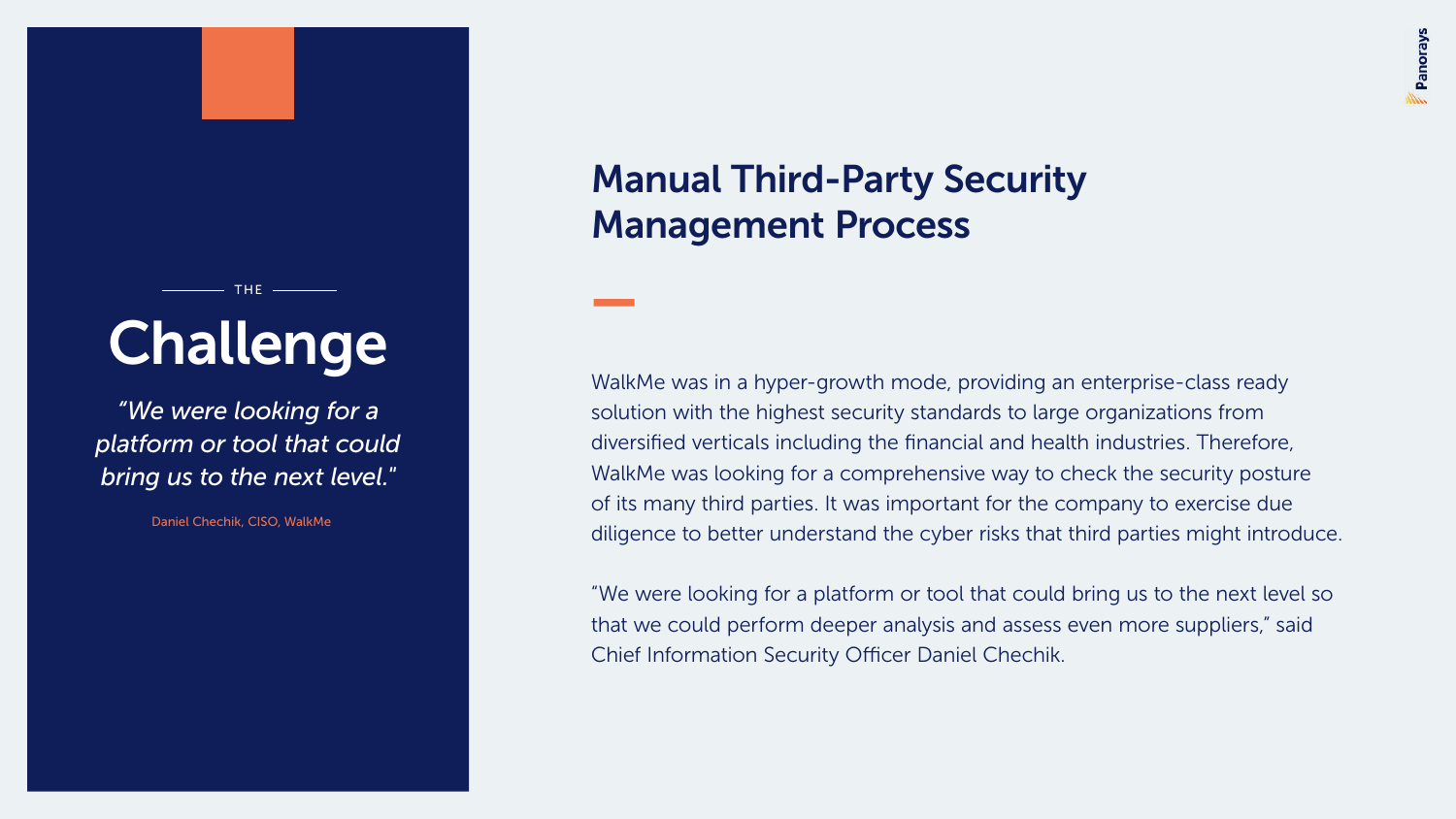THE

# Challenge

*“We were looking for a platform or tool that could bring us to the next level.”*

Daniel Chechik, CISO, WalkMe

## Manual Third-Party Security Management Process

WalkMe was in a hyper-growth mode, providing an enterprise-class ready solution with the highest security standards to large organizations from diversified verticals including the financial and health industries. Therefore, WalkMe was looking for a comprehensive way to check the security posture of its many third parties. It was important for the company to exercise due diligence to better understand the cyber risks that third parties might introduce.

“We were looking for a platform or tool that could bring us to the next level so that we could perform deeper analysis and assess even more suppliers,” said Chief Information Security Officer Daniel Chechik.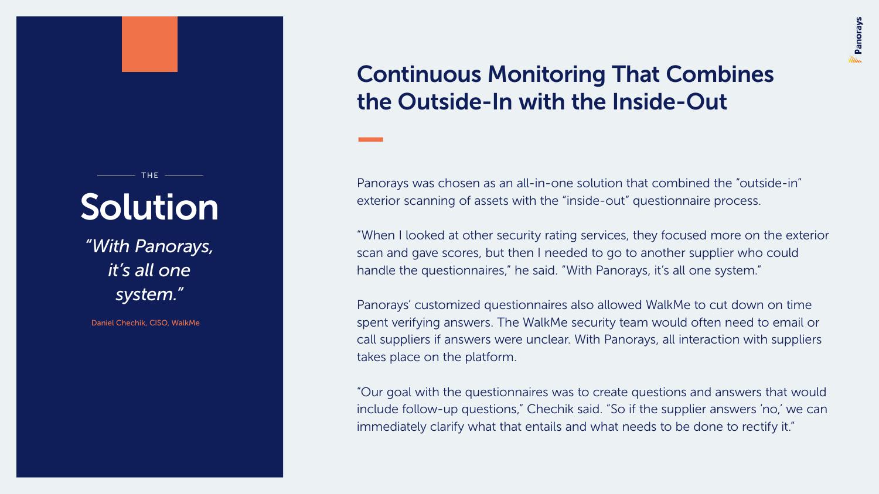THE

# Solution

*"With Panorays, it's all one system."*

Daniel Chechik, CISO, WalkMe

## Continuous Monitoring That Combines the Outside-In with the Inside-Out

Panorays was chosen as an all-in-one solution that combined the "outside-in" exterior scanning of assets with the "inside-out" questionnaire process.

"When I looked at other security rating services, they focused more on the exterior scan and gave scores, but then I needed to go to another supplier who could handle the questionnaires," he said. "With Panorays, it's all one system."

Panorays' customized questionnaires also allowed WalkMe to cut down on time spent verifying answers. The WalkMe security team would often need to email or call suppliers if answers were unclear. With Panorays, all interaction with suppliers takes place on the platform.

"Our goal with the questionnaires was to create questions and answers that would include follow-up questions," Chechik said. "So if the supplier answers 'no,' we can immediately clarify what that entails and what needs to be done to rectify it."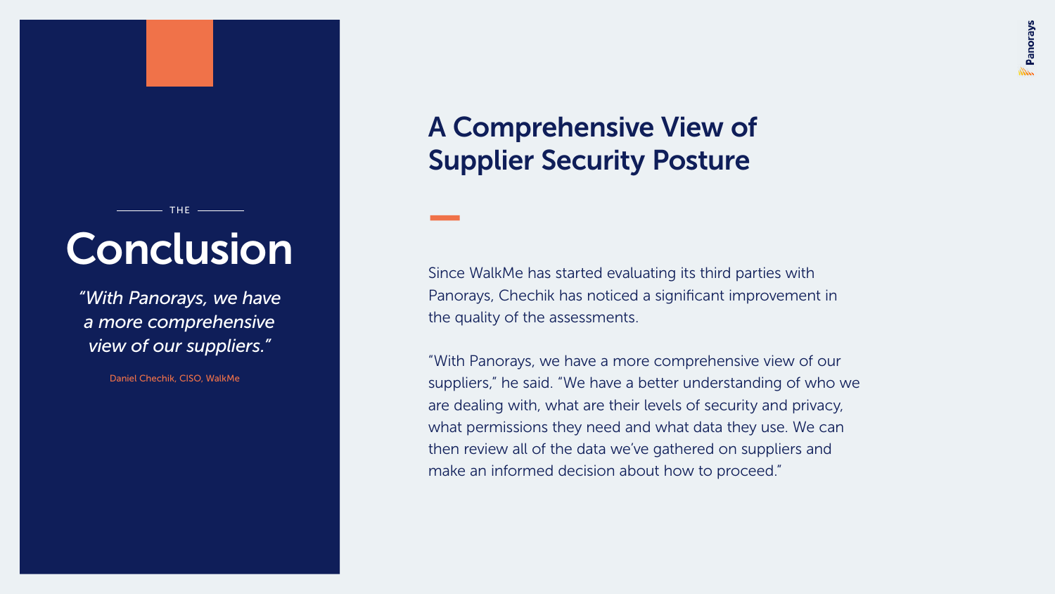THE

# Conclusion

*“With Panorays, we have a more comprehensive view of our suppliers.”*

Daniel Chechik, CISO, WalkMe

## A Comprehensive View of Supplier Security Posture

Since WalkMe has started evaluating its third parties with Panorays, Chechik has noticed a significant improvement in the quality of the assessments.

“With Panorays, we have a more comprehensive view of our suppliers,” he said. “We have a better understanding of who we are dealing with, what are their levels of security and privacy, what permissions they need and what data they use. We can then review all of the data we’ve gathered on suppliers and make an informed decision about how to proceed.”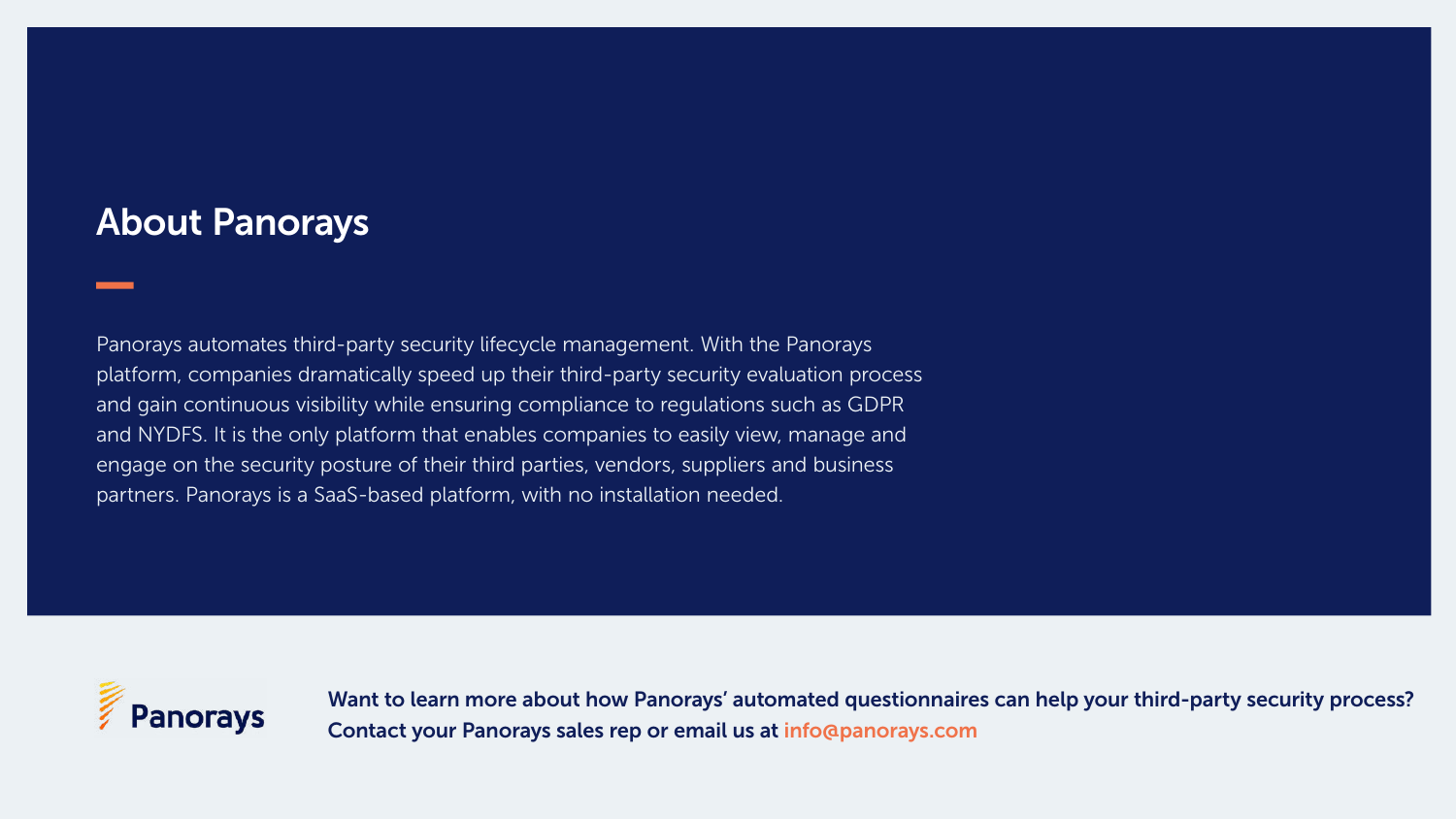## About Panorays

Panorays automates third-party security lifecycle management. With the Panorays platform, companies dramatically speed up their third-party security evaluation process and gain continuous visibility while ensuring compliance to regulations such as GDPR and NYDFS. It is the only platform that enables companies to easily view, manage and engage on the security posture of their third parties, vendors, suppliers and business partners. Panorays is a SaaS-based platform, with no installation needed.

Panorays

**Want to learn more about how Panorays' automated questionnaires can help your third-party security process?**
**Contact your Panorays sales rep or email us at info@panorays.com**